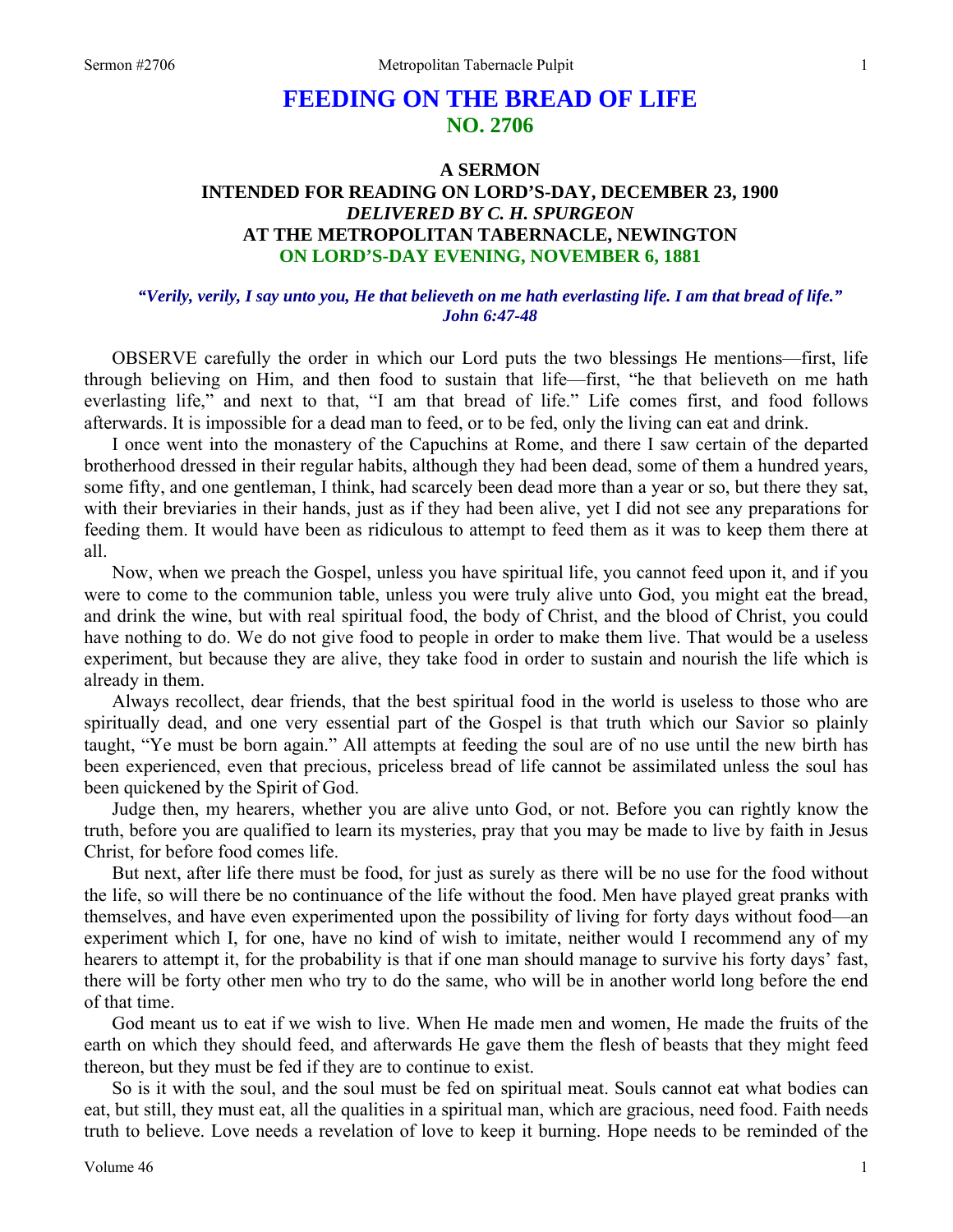# FEEDING ON THE BREAD OF LIFE
## NO. 2706

### A SERMON
### INTENDED FOR READING ON LORD'S-DAY, DECEMBER 23, 1900
### *DELIVERED BY C. H. SPURGEON*
### AT THE METROPOLITAN TABERNACLE, NEWINGTON
### ON LORD'S-DAY EVENING, NOVEMBER 6, 1881

***"Verily, verily, I say unto you, He that believeth on me hath everlasting life. I am that bread of life." John 6:47-48***

OBSERVE carefully the order in which our Lord puts the two blessings He mentions—first, life through believing on Him, and then food to sustain that life—first, "he that believeth on me hath everlasting life," and next to that, "I am that bread of life." Life comes first, and food follows afterwards. It is impossible for a dead man to feed, or to be fed, only the living can eat and drink.

I once went into the monastery of the Capuchins at Rome, and there I saw certain of the departed brotherhood dressed in their regular habits, although they had been dead, some of them a hundred years, some fifty, and one gentleman, I think, had scarcely been dead more than a year or so, but there they sat, with their breviaries in their hands, just as if they had been alive, yet I did not see any preparations for feeding them. It would have been as ridiculous to attempt to feed them as it was to keep them there at all.

Now, when we preach the Gospel, unless you have spiritual life, you cannot feed upon it, and if you were to come to the communion table, unless you were truly alive unto God, you might eat the bread, and drink the wine, but with real spiritual food, the body of Christ, and the blood of Christ, you could have nothing to do. We do not give food to people in order to make them live. That would be a useless experiment, but because they are alive, they take food in order to sustain and nourish the life which is already in them.

Always recollect, dear friends, that the best spiritual food in the world is useless to those who are spiritually dead, and one very essential part of the Gospel is that truth which our Savior so plainly taught, "Ye must be born again." All attempts at feeding the soul are of no use until the new birth has been experienced, even that precious, priceless bread of life cannot be assimilated unless the soul has been quickened by the Spirit of God.

Judge then, my hearers, whether you are alive unto God, or not. Before you can rightly know the truth, before you are qualified to learn its mysteries, pray that you may be made to live by faith in Jesus Christ, for before food comes life.

But next, after life there must be food, for just as surely as there will be no use for the food without the life, so will there be no continuance of the life without the food. Men have played great pranks with themselves, and have even experimented upon the possibility of living for forty days without food—an experiment which I, for one, have no kind of wish to imitate, neither would I recommend any of my hearers to attempt it, for the probability is that if one man should manage to survive his forty days' fast, there will be forty other men who try to do the same, who will be in another world long before the end of that time.

God meant us to eat if we wish to live. When He made men and women, He made the fruits of the earth on which they should feed, and afterwards He gave them the flesh of beasts that they might feed thereon, but they must be fed if they are to continue to exist.

So is it with the soul, and the soul must be fed on spiritual meat. Souls cannot eat what bodies can eat, but still, they must eat, all the qualities in a spiritual man, which are gracious, need food. Faith needs truth to believe. Love needs a revelation of love to keep it burning. Hope needs to be reminded of the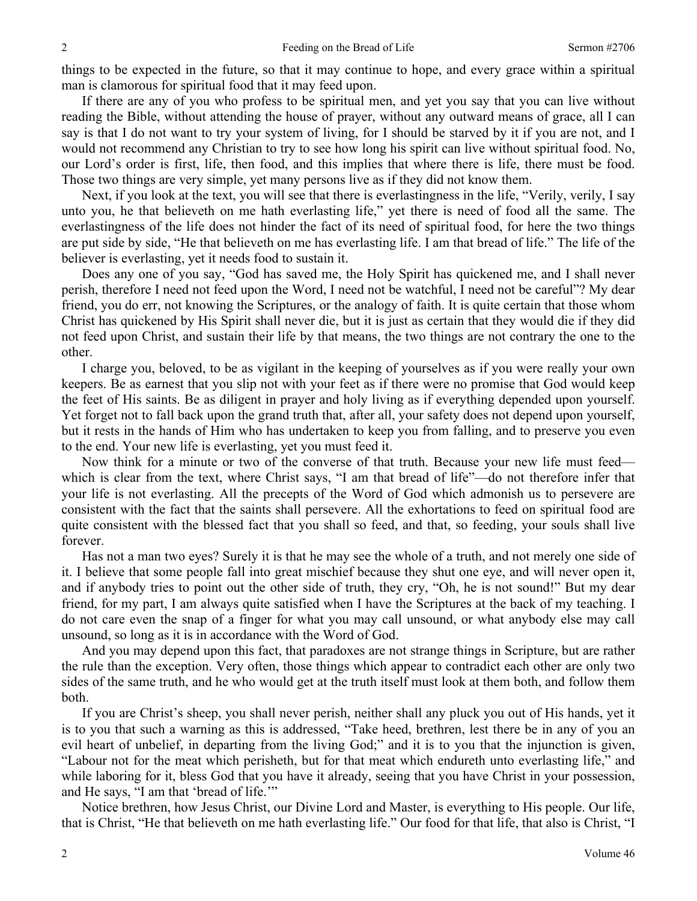things to be expected in the future, so that it may continue to hope, and every grace within a spiritual man is clamorous for spiritual food that it may feed upon.

If there are any of you who profess to be spiritual men, and yet you say that you can live without reading the Bible, without attending the house of prayer, without any outward means of grace, all I can say is that I do not want to try your system of living, for I should be starved by it if you are not, and I would not recommend any Christian to try to see how long his spirit can live without spiritual food. No, our Lord's order is first, life, then food, and this implies that where there is life, there must be food. Those two things are very simple, yet many persons live as if they did not know them.

Next, if you look at the text, you will see that there is everlastingness in the life, "Verily, verily, I say unto you, he that believeth on me hath everlasting life," yet there is need of food all the same. The everlastingness of the life does not hinder the fact of its need of spiritual food, for here the two things are put side by side, "He that believeth on me has everlasting life. I am that bread of life." The life of the believer is everlasting, yet it needs food to sustain it.

Does any one of you say, "God has saved me, the Holy Spirit has quickened me, and I shall never perish, therefore I need not feed upon the Word, I need not be watchful, I need not be careful"? My dear friend, you do err, not knowing the Scriptures, or the analogy of faith. It is quite certain that those whom Christ has quickened by His Spirit shall never die, but it is just as certain that they would die if they did not feed upon Christ, and sustain their life by that means, the two things are not contrary the one to the other.

I charge you, beloved, to be as vigilant in the keeping of yourselves as if you were really your own keepers. Be as earnest that you slip not with your feet as if there were no promise that God would keep the feet of His saints. Be as diligent in prayer and holy living as if everything depended upon yourself. Yet forget not to fall back upon the grand truth that, after all, your safety does not depend upon yourself, but it rests in the hands of Him who has undertaken to keep you from falling, and to preserve you even to the end. Your new life is everlasting, yet you must feed it.

Now think for a minute or two of the converse of that truth. Because your new life must feed—which is clear from the text, where Christ says, "I am that bread of life"—do not therefore infer that your life is not everlasting. All the precepts of the Word of God which admonish us to persevere are consistent with the fact that the saints shall persevere. All the exhortations to feed on spiritual food are quite consistent with the blessed fact that you shall so feed, and that, so feeding, your souls shall live forever.

Has not a man two eyes? Surely it is that he may see the whole of a truth, and not merely one side of it. I believe that some people fall into great mischief because they shut one eye, and will never open it, and if anybody tries to point out the other side of truth, they cry, "Oh, he is not sound!" But my dear friend, for my part, I am always quite satisfied when I have the Scriptures at the back of my teaching. I do not care even the snap of a finger for what you may call unsound, or what anybody else may call unsound, so long as it is in accordance with the Word of God.

And you may depend upon this fact, that paradoxes are not strange things in Scripture, but are rather the rule than the exception. Very often, those things which appear to contradict each other are only two sides of the same truth, and he who would get at the truth itself must look at them both, and follow them both.

If you are Christ's sheep, you shall never perish, neither shall any pluck you out of His hands, yet it is to you that such a warning as this is addressed, "Take heed, brethren, lest there be in any of you an evil heart of unbelief, in departing from the living God;" and it is to you that the injunction is given, "Labour not for the meat which perisheth, but for that meat which endureth unto everlasting life," and while laboring for it, bless God that you have it already, seeing that you have Christ in your possession, and He says, "I am that 'bread of life.'"

Notice brethren, how Jesus Christ, our Divine Lord and Master, is everything to His people. Our life, that is Christ, "He that believeth on me hath everlasting life." Our food for that life, that also is Christ, "I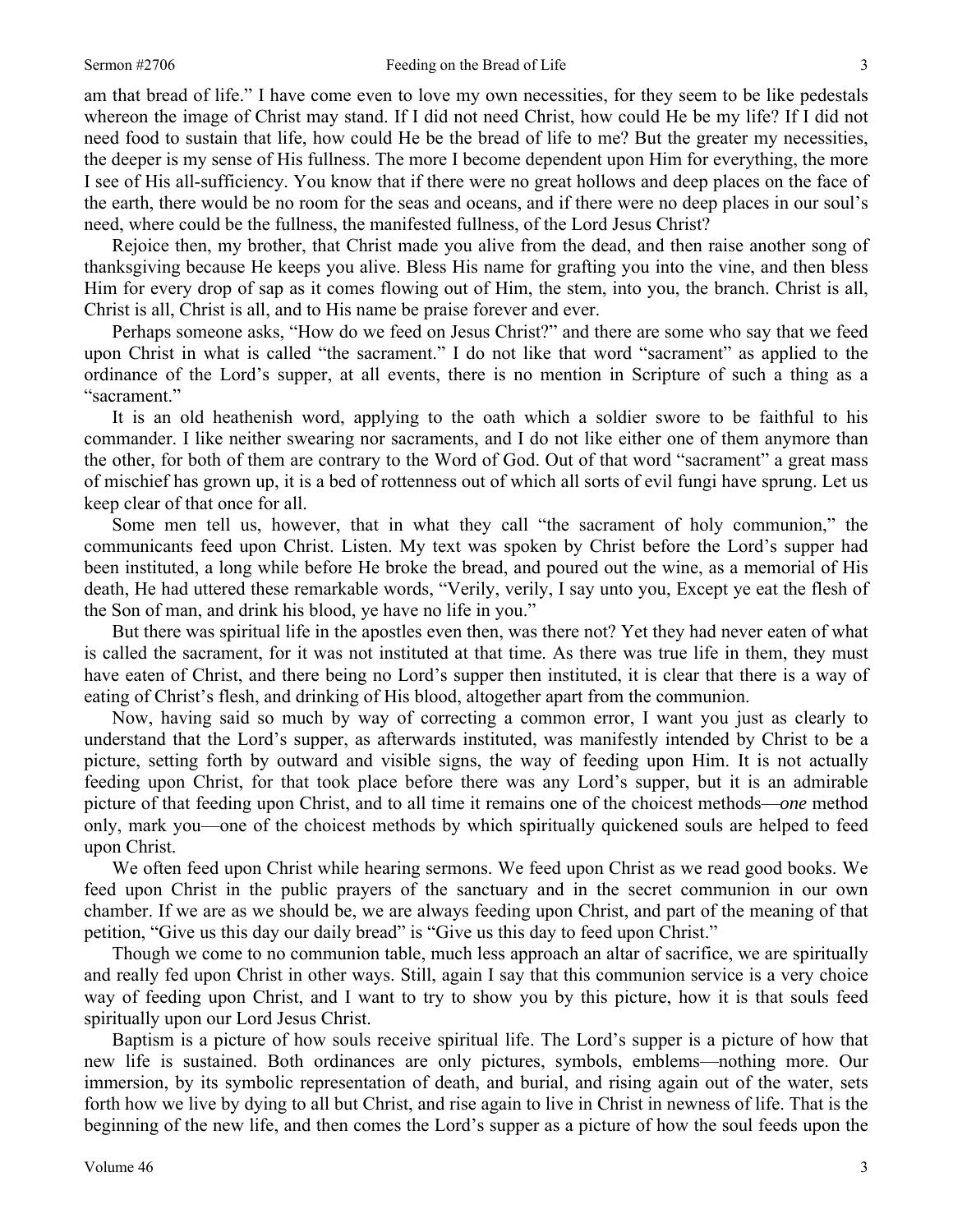am that bread of life." I have come even to love my own necessities, for they seem to be like pedestals whereon the image of Christ may stand. If I did not need Christ, how could He be my life? If I did not need food to sustain that life, how could He be the bread of life to me? But the greater my necessities, the deeper is my sense of His fullness. The more I become dependent upon Him for everything, the more I see of His all-sufficiency. You know that if there were no great hollows and deep places on the face of the earth, there would be no room for the seas and oceans, and if there were no deep places in our soul's need, where could be the fullness, the manifested fullness, of the Lord Jesus Christ?

Rejoice then, my brother, that Christ made you alive from the dead, and then raise another song of thanksgiving because He keeps you alive. Bless His name for grafting you into the vine, and then bless Him for every drop of sap as it comes flowing out of Him, the stem, into you, the branch. Christ is all, Christ is all, Christ is all, and to His name be praise forever and ever.

Perhaps someone asks, "How do we feed on Jesus Christ?" and there are some who say that we feed upon Christ in what is called "the sacrament." I do not like that word "sacrament" as applied to the ordinance of the Lord's supper, at all events, there is no mention in Scripture of such a thing as a "sacrament."

It is an old heathenish word, applying to the oath which a soldier swore to be faithful to his commander. I like neither swearing nor sacraments, and I do not like either one of them anymore than the other, for both of them are contrary to the Word of God. Out of that word "sacrament" a great mass of mischief has grown up, it is a bed of rottenness out of which all sorts of evil fungi have sprung. Let us keep clear of that once for all.

Some men tell us, however, that in what they call "the sacrament of holy communion," the communicants feed upon Christ. Listen. My text was spoken by Christ before the Lord's supper had been instituted, a long while before He broke the bread, and poured out the wine, as a memorial of His death, He had uttered these remarkable words, "Verily, verily, I say unto you, Except ye eat the flesh of the Son of man, and drink his blood, ye have no life in you."

But there was spiritual life in the apostles even then, was there not? Yet they had never eaten of what is called the sacrament, for it was not instituted at that time. As there was true life in them, they must have eaten of Christ, and there being no Lord's supper then instituted, it is clear that there is a way of eating of Christ's flesh, and drinking of His blood, altogether apart from the communion.

Now, having said so much by way of correcting a common error, I want you just as clearly to understand that the Lord's supper, as afterwards instituted, was manifestly intended by Christ to be a picture, setting forth by outward and visible signs, the way of feeding upon Him. It is not actually feeding upon Christ, for that took place before there was any Lord's supper, but it is an admirable picture of that feeding upon Christ, and to all time it remains one of the choicest methods—*one* method only, mark you—one of the choicest methods by which spiritually quickened souls are helped to feed upon Christ.

We often feed upon Christ while hearing sermons. We feed upon Christ as we read good books. We feed upon Christ in the public prayers of the sanctuary and in the secret communion in our own chamber. If we are as we should be, we are always feeding upon Christ, and part of the meaning of that petition, "Give us this day our daily bread" is "Give us this day to feed upon Christ."

Though we come to no communion table, much less approach an altar of sacrifice, we are spiritually and really fed upon Christ in other ways. Still, again I say that this communion service is a very choice way of feeding upon Christ, and I want to try to show you by this picture, how it is that souls feed spiritually upon our Lord Jesus Christ.

Baptism is a picture of how souls receive spiritual life. The Lord's supper is a picture of how that new life is sustained. Both ordinances are only pictures, symbols, emblems—nothing more. Our immersion, by its symbolic representation of death, and burial, and rising again out of the water, sets forth how we live by dying to all but Christ, and rise again to live in Christ in newness of life. That is the beginning of the new life, and then comes the Lord's supper as a picture of how the soul feeds upon the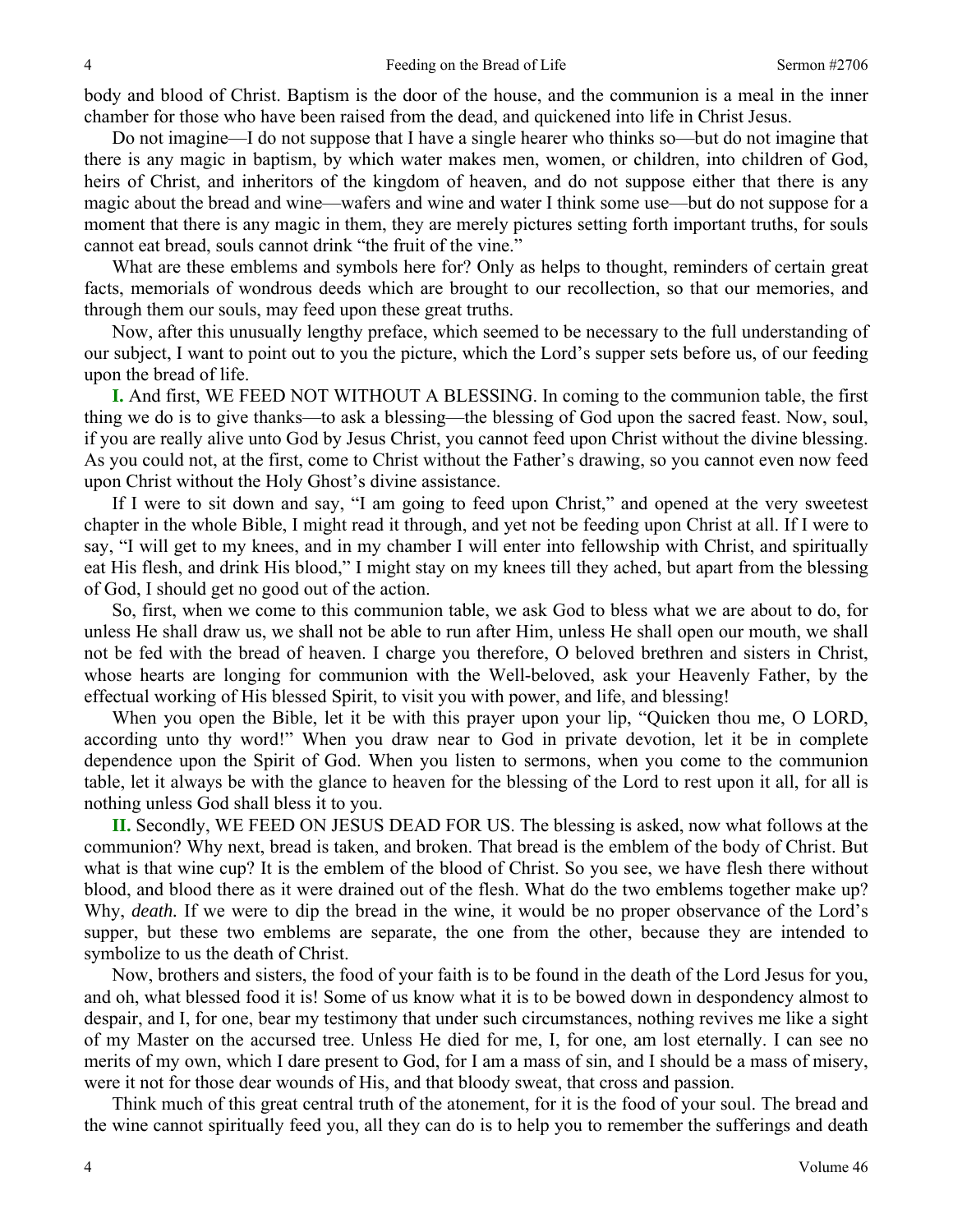body and blood of Christ. Baptism is the door of the house, and the communion is a meal in the inner chamber for those who have been raised from the dead, and quickened into life in Christ Jesus.

Do not imagine—I do not suppose that I have a single hearer who thinks so—but do not imagine that there is any magic in baptism, by which water makes men, women, or children, into children of God, heirs of Christ, and inheritors of the kingdom of heaven, and do not suppose either that there is any magic about the bread and wine—wafers and wine and water I think some use—but do not suppose for a moment that there is any magic in them, they are merely pictures setting forth important truths, for souls cannot eat bread, souls cannot drink "the fruit of the vine."

What are these emblems and symbols here for? Only as helps to thought, reminders of certain great facts, memorials of wondrous deeds which are brought to our recollection, so that our memories, and through them our souls, may feed upon these great truths.

Now, after this unusually lengthy preface, which seemed to be necessary to the full understanding of our subject, I want to point out to you the picture, which the Lord's supper sets before us, of our feeding upon the bread of life.

**I.** And first, WE FEED NOT WITHOUT A BLESSING. In coming to the communion table, the first thing we do is to give thanks—to ask a blessing—the blessing of God upon the sacred feast. Now, soul, if you are really alive unto God by Jesus Christ, you cannot feed upon Christ without the divine blessing. As you could not, at the first, come to Christ without the Father's drawing, so you cannot even now feed upon Christ without the Holy Ghost's divine assistance.

If I were to sit down and say, "I am going to feed upon Christ," and opened at the very sweetest chapter in the whole Bible, I might read it through, and yet not be feeding upon Christ at all. If I were to say, "I will get to my knees, and in my chamber I will enter into fellowship with Christ, and spiritually eat His flesh, and drink His blood," I might stay on my knees till they ached, but apart from the blessing of God, I should get no good out of the action.

So, first, when we come to this communion table, we ask God to bless what we are about to do, for unless He shall draw us, we shall not be able to run after Him, unless He shall open our mouth, we shall not be fed with the bread of heaven. I charge you therefore, O beloved brethren and sisters in Christ, whose hearts are longing for communion with the Well-beloved, ask your Heavenly Father, by the effectual working of His blessed Spirit, to visit you with power, and life, and blessing!

When you open the Bible, let it be with this prayer upon your lip, "Quicken thou me, O LORD, according unto thy word!" When you draw near to God in private devotion, let it be in complete dependence upon the Spirit of God. When you listen to sermons, when you come to the communion table, let it always be with the glance to heaven for the blessing of the Lord to rest upon it all, for all is nothing unless God shall bless it to you.

**II.** Secondly, WE FEED ON JESUS DEAD FOR US. The blessing is asked, now what follows at the communion? Why next, bread is taken, and broken. That bread is the emblem of the body of Christ. But what is that wine cup? It is the emblem of the blood of Christ. So you see, we have flesh there without blood, and blood there as it were drained out of the flesh. What do the two emblems together make up? Why, *death.* If we were to dip the bread in the wine, it would be no proper observance of the Lord's supper, but these two emblems are separate, the one from the other, because they are intended to symbolize to us the death of Christ.

Now, brothers and sisters, the food of your faith is to be found in the death of the Lord Jesus for you, and oh, what blessed food it is! Some of us know what it is to be bowed down in despondency almost to despair, and I, for one, bear my testimony that under such circumstances, nothing revives me like a sight of my Master on the accursed tree. Unless He died for me, I, for one, am lost eternally. I can see no merits of my own, which I dare present to God, for I am a mass of sin, and I should be a mass of misery, were it not for those dear wounds of His, and that bloody sweat, that cross and passion.

Think much of this great central truth of the atonement, for it is the food of your soul. The bread and the wine cannot spiritually feed you, all they can do is to help you to remember the sufferings and death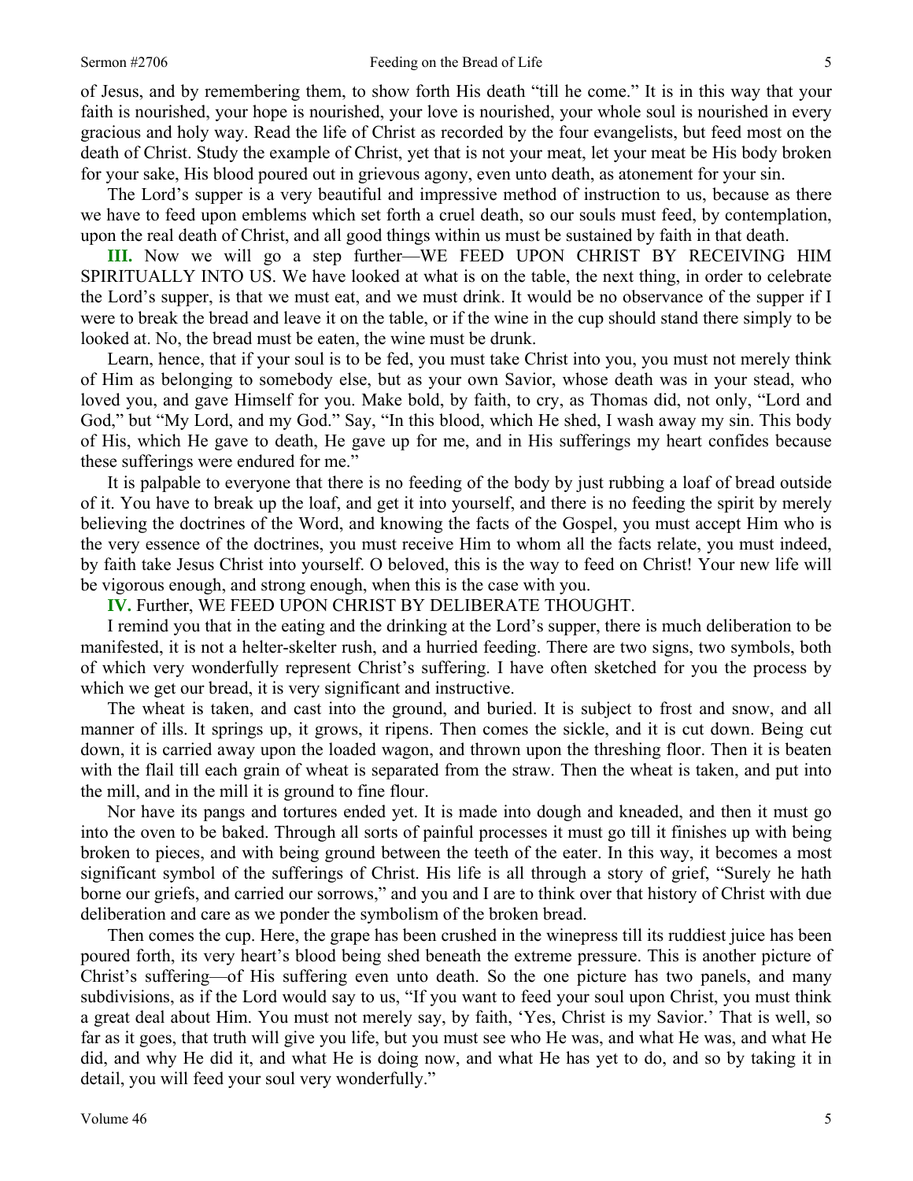of Jesus, and by remembering them, to show forth His death "till he come." It is in this way that your faith is nourished, your hope is nourished, your love is nourished, your whole soul is nourished in every gracious and holy way. Read the life of Christ as recorded by the four evangelists, but feed most on the death of Christ. Study the example of Christ, yet that is not your meat, let your meat be His body broken for your sake, His blood poured out in grievous agony, even unto death, as atonement for your sin.

The Lord's supper is a very beautiful and impressive method of instruction to us, because as there we have to feed upon emblems which set forth a cruel death, so our souls must feed, by contemplation, upon the real death of Christ, and all good things within us must be sustained by faith in that death.

**III.** Now we will go a step further—WE FEED UPON CHRIST BY RECEIVING HIM SPIRITUALLY INTO US. We have looked at what is on the table, the next thing, in order to celebrate the Lord's supper, is that we must eat, and we must drink. It would be no observance of the supper if I were to break the bread and leave it on the table, or if the wine in the cup should stand there simply to be looked at. No, the bread must be eaten, the wine must be drunk.

Learn, hence, that if your soul is to be fed, you must take Christ into you, you must not merely think of Him as belonging to somebody else, but as your own Savior, whose death was in your stead, who loved you, and gave Himself for you. Make bold, by faith, to cry, as Thomas did, not only, "Lord and God," but "My Lord, and my God." Say, "In this blood, which He shed, I wash away my sin. This body of His, which He gave to death, He gave up for me, and in His sufferings my heart confides because these sufferings were endured for me."

It is palpable to everyone that there is no feeding of the body by just rubbing a loaf of bread outside of it. You have to break up the loaf, and get it into yourself, and there is no feeding the spirit by merely believing the doctrines of the Word, and knowing the facts of the Gospel, you must accept Him who is the very essence of the doctrines, you must receive Him to whom all the facts relate, you must indeed, by faith take Jesus Christ into yourself. O beloved, this is the way to feed on Christ! Your new life will be vigorous enough, and strong enough, when this is the case with you.

**IV.** Further, WE FEED UPON CHRIST BY DELIBERATE THOUGHT.

I remind you that in the eating and the drinking at the Lord's supper, there is much deliberation to be manifested, it is not a helter-skelter rush, and a hurried feeding. There are two signs, two symbols, both of which very wonderfully represent Christ's suffering. I have often sketched for you the process by which we get our bread, it is very significant and instructive.

The wheat is taken, and cast into the ground, and buried. It is subject to frost and snow, and all manner of ills. It springs up, it grows, it ripens. Then comes the sickle, and it is cut down. Being cut down, it is carried away upon the loaded wagon, and thrown upon the threshing floor. Then it is beaten with the flail till each grain of wheat is separated from the straw. Then the wheat is taken, and put into the mill, and in the mill it is ground to fine flour.

Nor have its pangs and tortures ended yet. It is made into dough and kneaded, and then it must go into the oven to be baked. Through all sorts of painful processes it must go till it finishes up with being broken to pieces, and with being ground between the teeth of the eater. In this way, it becomes a most significant symbol of the sufferings of Christ. His life is all through a story of grief, "Surely he hath borne our griefs, and carried our sorrows," and you and I are to think over that history of Christ with due deliberation and care as we ponder the symbolism of the broken bread.

Then comes the cup. Here, the grape has been crushed in the winepress till its ruddiest juice has been poured forth, its very heart's blood being shed beneath the extreme pressure. This is another picture of Christ's suffering—of His suffering even unto death. So the one picture has two panels, and many subdivisions, as if the Lord would say to us, "If you want to feed your soul upon Christ, you must think a great deal about Him. You must not merely say, by faith, 'Yes, Christ is my Savior.' That is well, so far as it goes, that truth will give you life, but you must see who He was, and what He was, and what He did, and why He did it, and what He is doing now, and what He has yet to do, and so by taking it in detail, you will feed your soul very wonderfully."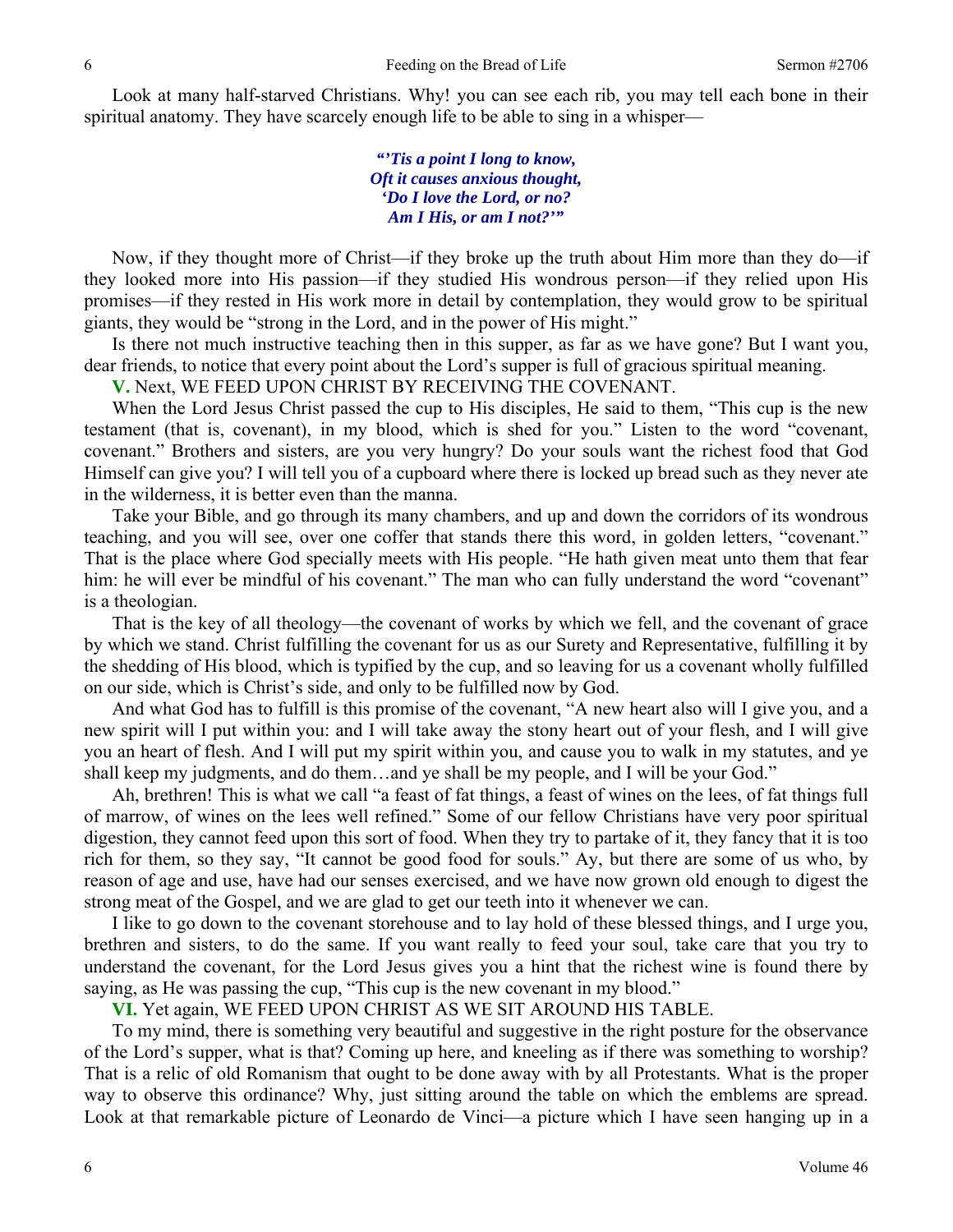Look at many half-starved Christians. Why! you can see each rib, you may tell each bone in their spiritual anatomy. They have scarcely enough life to be able to sing in a whisper—

> ***"'Tis a point I long to know,***
> ***Oft it causes anxious thought,***
> ***'Do I love the Lord, or no?***
> ***Am I His, or am I not?'"***

Now, if they thought more of Christ—if they broke up the truth about Him more than they do—if they looked more into His passion—if they studied His wondrous person—if they relied upon His promises—if they rested in His work more in detail by contemplation, they would grow to be spiritual giants, they would be "strong in the Lord, and in the power of His might."

Is there not much instructive teaching then in this supper, as far as we have gone? But I want you, dear friends, to notice that every point about the Lord's supper is full of gracious spiritual meaning.

**V.** Next, WE FEED UPON CHRIST BY RECEIVING THE COVENANT.

When the Lord Jesus Christ passed the cup to His disciples, He said to them, "This cup is the new testament (that is, covenant), in my blood, which is shed for you." Listen to the word "covenant, covenant." Brothers and sisters, are you very hungry? Do your souls want the richest food that God Himself can give you? I will tell you of a cupboard where there is locked up bread such as they never ate in the wilderness, it is better even than the manna.

Take your Bible, and go through its many chambers, and up and down the corridors of its wondrous teaching, and you will see, over one coffer that stands there this word, in golden letters, "covenant." That is the place where God specially meets with His people. "He hath given meat unto them that fear him: he will ever be mindful of his covenant." The man who can fully understand the word "covenant" is a theologian.

That is the key of all theology—the covenant of works by which we fell, and the covenant of grace by which we stand. Christ fulfilling the covenant for us as our Surety and Representative, fulfilling it by the shedding of His blood, which is typified by the cup, and so leaving for us a covenant wholly fulfilled on our side, which is Christ's side, and only to be fulfilled now by God.

And what God has to fulfill is this promise of the covenant, "A new heart also will I give you, and a new spirit will I put within you: and I will take away the stony heart out of your flesh, and I will give you an heart of flesh. And I will put my spirit within you, and cause you to walk in my statutes, and ye shall keep my judgments, and do them…and ye shall be my people, and I will be your God."

Ah, brethren! This is what we call "a feast of fat things, a feast of wines on the lees, of fat things full of marrow, of wines on the lees well refined." Some of our fellow Christians have very poor spiritual digestion, they cannot feed upon this sort of food. When they try to partake of it, they fancy that it is too rich for them, so they say, "It cannot be good food for souls." Ay, but there are some of us who, by reason of age and use, have had our senses exercised, and we have now grown old enough to digest the strong meat of the Gospel, and we are glad to get our teeth into it whenever we can.

I like to go down to the covenant storehouse and to lay hold of these blessed things, and I urge you, brethren and sisters, to do the same. If you want really to feed your soul, take care that you try to understand the covenant, for the Lord Jesus gives you a hint that the richest wine is found there by saying, as He was passing the cup, "This cup is the new covenant in my blood."

**VI.** Yet again, WE FEED UPON CHRIST AS WE SIT AROUND HIS TABLE.

To my mind, there is something very beautiful and suggestive in the right posture for the observance of the Lord's supper, what is that? Coming up here, and kneeling as if there was something to worship? That is a relic of old Romanism that ought to be done away with by all Protestants. What is the proper way to observe this ordinance? Why, just sitting around the table on which the emblems are spread. Look at that remarkable picture of Leonardo de Vinci—a picture which I have seen hanging up in a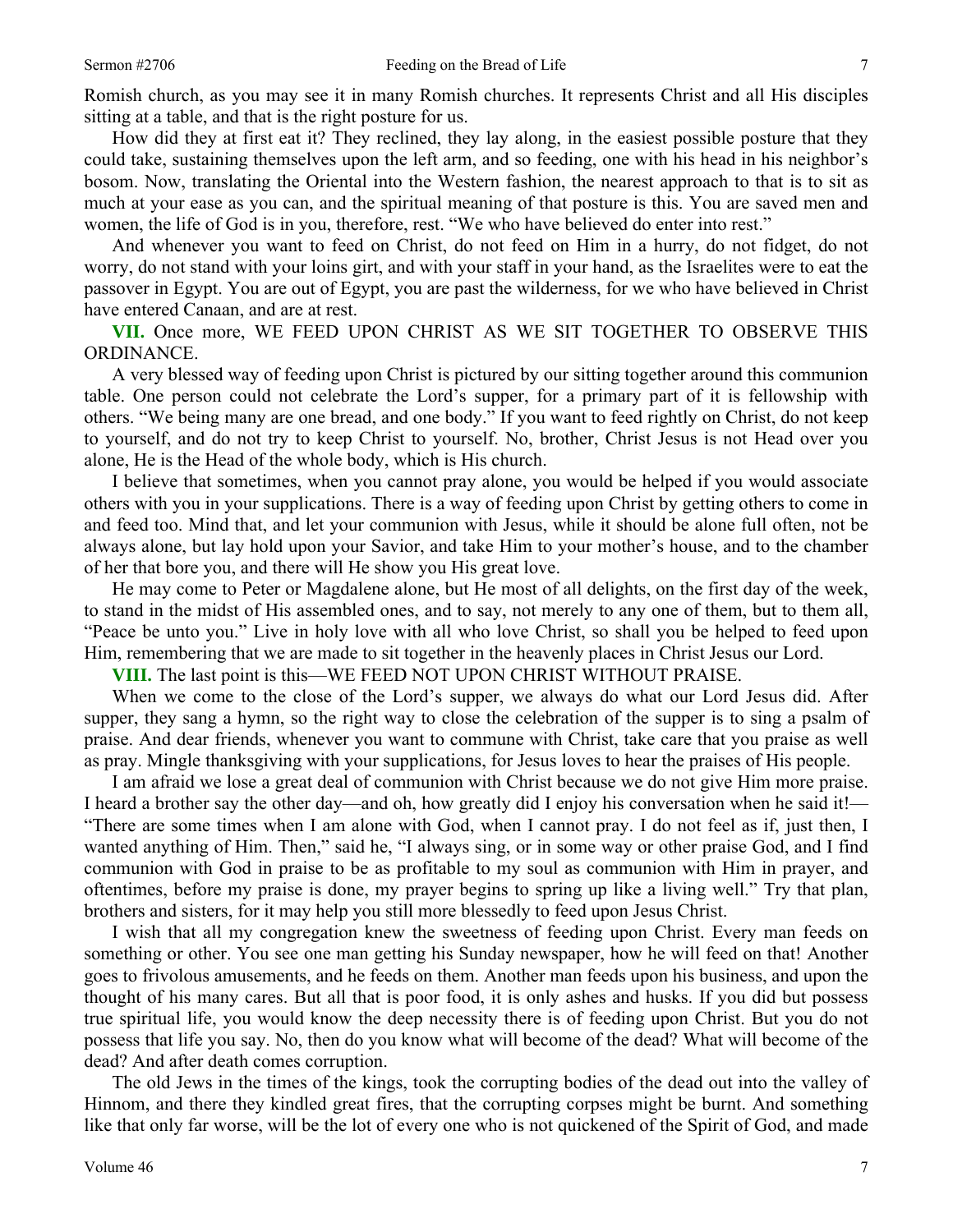Romish church, as you may see it in many Romish churches. It represents Christ and all His disciples sitting at a table, and that is the right posture for us.

How did they at first eat it? They reclined, they lay along, in the easiest possible posture that they could take, sustaining themselves upon the left arm, and so feeding, one with his head in his neighbor's bosom. Now, translating the Oriental into the Western fashion, the nearest approach to that is to sit as much at your ease as you can, and the spiritual meaning of that posture is this. You are saved men and women, the life of God is in you, therefore, rest. "We who have believed do enter into rest."

And whenever you want to feed on Christ, do not feed on Him in a hurry, do not fidget, do not worry, do not stand with your loins girt, and with your staff in your hand, as the Israelites were to eat the passover in Egypt. You are out of Egypt, you are past the wilderness, for we who have believed in Christ have entered Canaan, and are at rest.

**VII.** Once more, WE FEED UPON CHRIST AS WE SIT TOGETHER TO OBSERVE THIS ORDINANCE.

A very blessed way of feeding upon Christ is pictured by our sitting together around this communion table. One person could not celebrate the Lord's supper, for a primary part of it is fellowship with others. "We being many are one bread, and one body." If you want to feed rightly on Christ, do not keep to yourself, and do not try to keep Christ to yourself. No, brother, Christ Jesus is not Head over you alone, He is the Head of the whole body, which is His church.

I believe that sometimes, when you cannot pray alone, you would be helped if you would associate others with you in your supplications. There is a way of feeding upon Christ by getting others to come in and feed too. Mind that, and let your communion with Jesus, while it should be alone full often, not be always alone, but lay hold upon your Savior, and take Him to your mother's house, and to the chamber of her that bore you, and there will He show you His great love.

He may come to Peter or Magdalene alone, but He most of all delights, on the first day of the week, to stand in the midst of His assembled ones, and to say, not merely to any one of them, but to them all, "Peace be unto you." Live in holy love with all who love Christ, so shall you be helped to feed upon Him, remembering that we are made to sit together in the heavenly places in Christ Jesus our Lord.

**VIII.** The last point is this—WE FEED NOT UPON CHRIST WITHOUT PRAISE.

When we come to the close of the Lord's supper, we always do what our Lord Jesus did. After supper, they sang a hymn, so the right way to close the celebration of the supper is to sing a psalm of praise. And dear friends, whenever you want to commune with Christ, take care that you praise as well as pray. Mingle thanksgiving with your supplications, for Jesus loves to hear the praises of His people.

I am afraid we lose a great deal of communion with Christ because we do not give Him more praise. I heard a brother say the other day—and oh, how greatly did I enjoy his conversation when he said it!—"There are some times when I am alone with God, when I cannot pray. I do not feel as if, just then, I wanted anything of Him. Then," said he, "I always sing, or in some way or other praise God, and I find communion with God in praise to be as profitable to my soul as communion with Him in prayer, and oftentimes, before my praise is done, my prayer begins to spring up like a living well." Try that plan, brothers and sisters, for it may help you still more blessedly to feed upon Jesus Christ.

I wish that all my congregation knew the sweetness of feeding upon Christ. Every man feeds on something or other. You see one man getting his Sunday newspaper, how he will feed on that! Another goes to frivolous amusements, and he feeds on them. Another man feeds upon his business, and upon the thought of his many cares. But all that is poor food, it is only ashes and husks. If you did but possess true spiritual life, you would know the deep necessity there is of feeding upon Christ. But you do not possess that life you say. No, then do you know what will become of the dead? What will become of the dead? And after death comes corruption.

The old Jews in the times of the kings, took the corrupting bodies of the dead out into the valley of Hinnom, and there they kindled great fires, that the corrupting corpses might be burnt. And something like that only far worse, will be the lot of every one who is not quickened of the Spirit of God, and made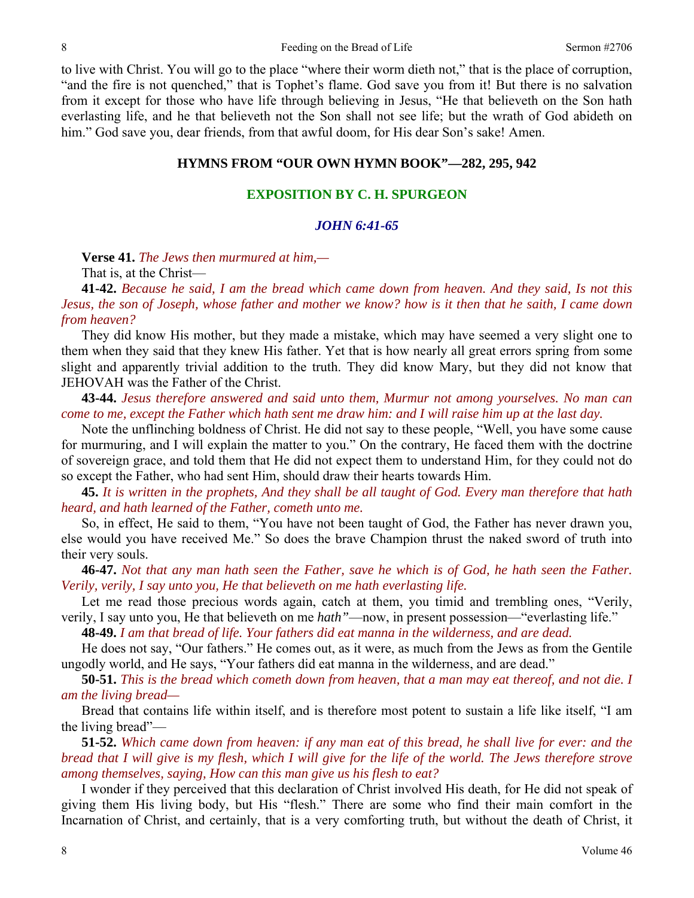to live with Christ. You will go to the place "where their worm dieth not," that is the place of corruption, "and the fire is not quenched," that is Tophet's flame. God save you from it! But there is no salvation from it except for those who have life through believing in Jesus, "He that believeth on the Son hath everlasting life, and he that believeth not the Son shall not see life; but the wrath of God abideth on him." God save you, dear friends, from that awful doom, for His dear Son's sake! Amen.

## HYMNS FROM "OUR OWN HYMN BOOK"—282, 295, 942

## EXPOSITION BY C. H. SPURGEON

### *JOHN 6:41-65*

**Verse 41.** *The Jews then murmured at him,—*

That is, at the Christ—

**41-42.** *Because he said, I am the bread which came down from heaven. And they said, Is not this Jesus, the son of Joseph, whose father and mother we know? how is it then that he saith, I came down from heaven?*

They did know His mother, but they made a mistake, which may have seemed a very slight one to them when they said that they knew His father. Yet that is how nearly all great errors spring from some slight and apparently trivial addition to the truth. They did know Mary, but they did not know that JEHOVAH was the Father of the Christ.

**43-44.** *Jesus therefore answered and said unto them, Murmur not among yourselves. No man can come to me, except the Father which hath sent me draw him: and I will raise him up at the last day.*

Note the unflinching boldness of Christ. He did not say to these people, "Well, you have some cause for murmuring, and I will explain the matter to you." On the contrary, He faced them with the doctrine of sovereign grace, and told them that He did not expect them to understand Him, for they could not do so except the Father, who had sent Him, should draw their hearts towards Him.

**45.** *It is written in the prophets, And they shall be all taught of God. Every man therefore that hath heard, and hath learned of the Father, cometh unto me.*

So, in effect, He said to them, "You have not been taught of God, the Father has never drawn you, else would you have received Me." So does the brave Champion thrust the naked sword of truth into their very souls.

**46-47.** *Not that any man hath seen the Father, save he which is of God, he hath seen the Father. Verily, verily, I say unto you, He that believeth on me hath everlasting life.*

Let me read those precious words again, catch at them, you timid and trembling ones, "Verily, verily, I say unto you, He that believeth on me ***hath"***—now, in present possession—"everlasting life."

**48-49.** *I am that bread of life. Your fathers did eat manna in the wilderness, and are dead.*

He does not say, "Our fathers." He comes out, as it were, as much from the Jews as from the Gentile ungodly world, and He says, "Your fathers did eat manna in the wilderness, and are dead."

**50-51.** *This is the bread which cometh down from heaven, that a man may eat thereof, and not die. I am the living bread—*

Bread that contains life within itself, and is therefore most potent to sustain a life like itself, "I am the living bread"—

**51-52.** *Which came down from heaven: if any man eat of this bread, he shall live for ever: and the bread that I will give is my flesh, which I will give for the life of the world. The Jews therefore strove among themselves, saying, How can this man give us his flesh to eat?*

I wonder if they perceived that this declaration of Christ involved His death, for He did not speak of giving them His living body, but His "flesh." There are some who find their main comfort in the Incarnation of Christ, and certainly, that is a very comforting truth, but without the death of Christ, it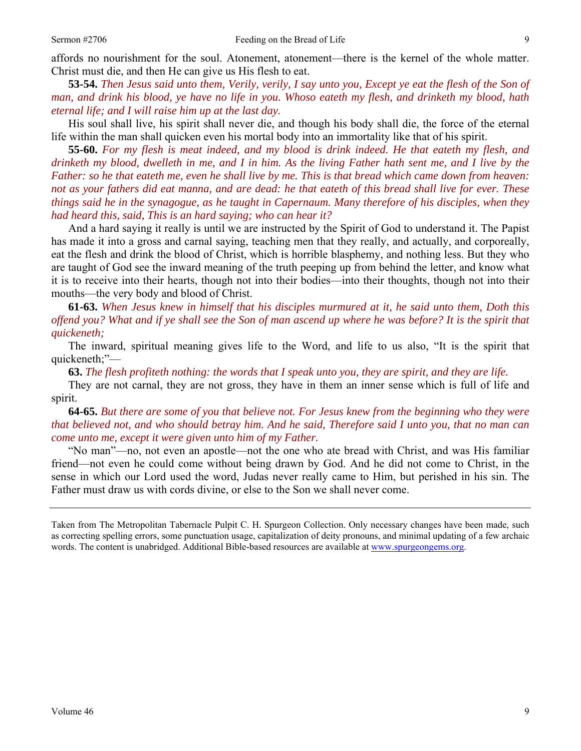affords no nourishment for the soul. Atonement, atonement—there is the kernel of the whole matter. Christ must die, and then He can give us His flesh to eat.

**53-54.** *Then Jesus said unto them, Verily, verily, I say unto you, Except ye eat the flesh of the Son of man, and drink his blood, ye have no life in you. Whoso eateth my flesh, and drinketh my blood, hath eternal life; and I will raise him up at the last day.*

His soul shall live, his spirit shall never die, and though his body shall die, the force of the eternal life within the man shall quicken even his mortal body into an immortality like that of his spirit.

**55-60.** *For my flesh is meat indeed, and my blood is drink indeed. He that eateth my flesh, and drinketh my blood, dwelleth in me, and I in him. As the living Father hath sent me, and I live by the Father: so he that eateth me, even he shall live by me. This is that bread which came down from heaven: not as your fathers did eat manna, and are dead: he that eateth of this bread shall live for ever. These things said he in the synagogue, as he taught in Capernaum. Many therefore of his disciples, when they had heard this, said, This is an hard saying; who can hear it?*

And a hard saying it really is until we are instructed by the Spirit of God to understand it. The Papist has made it into a gross and carnal saying, teaching men that they really, and actually, and corporeally, eat the flesh and drink the blood of Christ, which is horrible blasphemy, and nothing less. But they who are taught of God see the inward meaning of the truth peeping up from behind the letter, and know what it is to receive into their hearts, though not into their bodies—into their thoughts, though not into their mouths—the very body and blood of Christ.

**61-63.** *When Jesus knew in himself that his disciples murmured at it, he said unto them, Doth this offend you? What and if ye shall see the Son of man ascend up where he was before? It is the spirit that quickeneth;*

The inward, spiritual meaning gives life to the Word, and life to us also, "It is the spirit that quickeneth;"—

**63.** *The flesh profiteth nothing: the words that I speak unto you, they are spirit, and they are life.*

They are not carnal, they are not gross, they have in them an inner sense which is full of life and spirit.

**64-65.** *But there are some of you that believe not. For Jesus knew from the beginning who they were that believed not, and who should betray him. And he said, Therefore said I unto you, that no man can come unto me, except it were given unto him of my Father.*

"No man"—no, not even an apostle—not the one who ate bread with Christ, and was His familiar friend—not even he could come without being drawn by God. And he did not come to Christ, in the sense in which our Lord used the word, Judas never really came to Him, but perished in his sin. The Father must draw us with cords divine, or else to the Son we shall never come.

---

Taken from The Metropolitan Tabernacle Pulpit C. H. Spurgeon Collection. Only necessary changes have been made, such as correcting spelling errors, some punctuation usage, capitalization of deity pronouns, and minimal updating of a few archaic words. The content is unabridged. Additional Bible-based resources are available at www.spurgeongems.org.